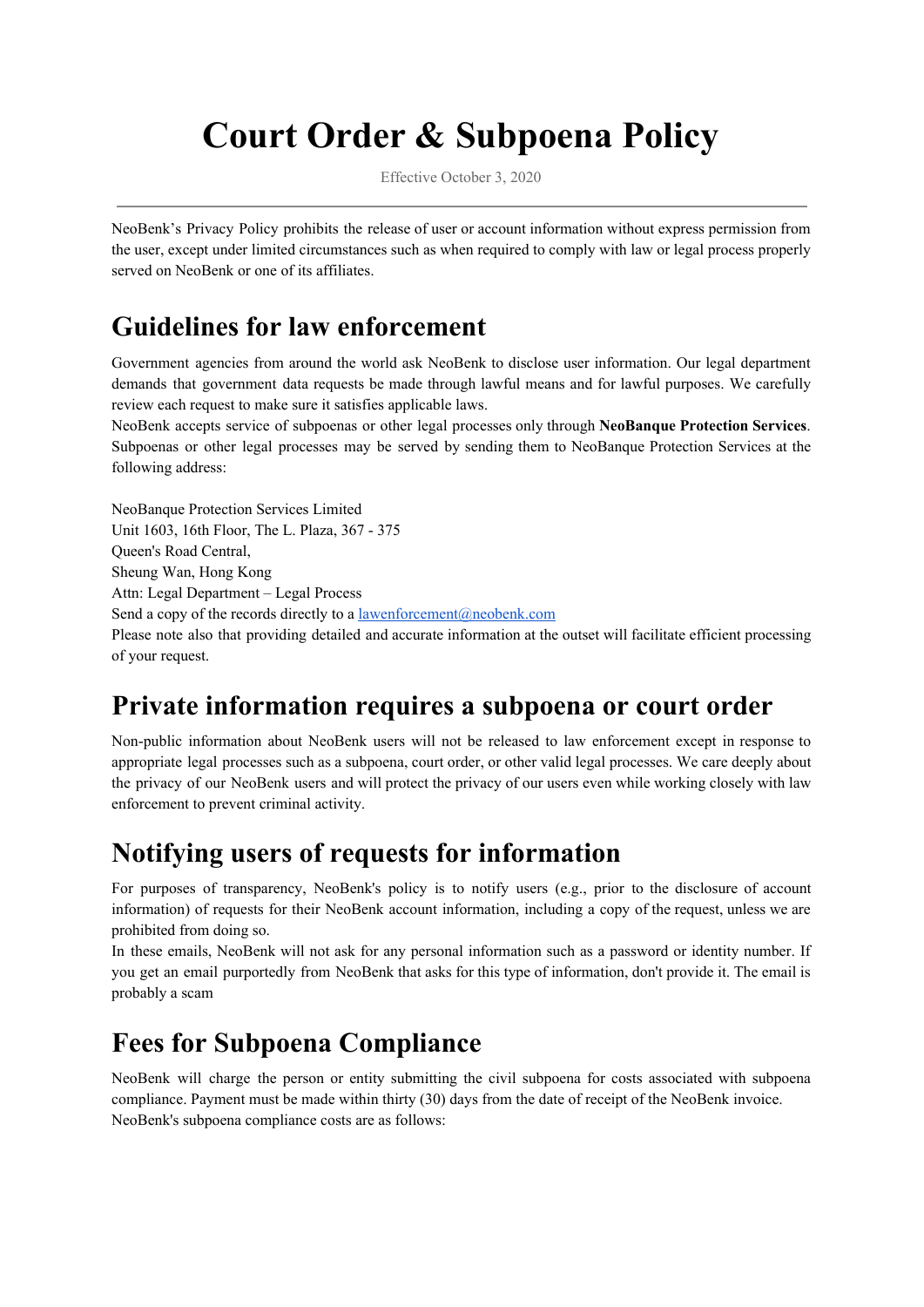# Court Order & Subpoena Policy

Effective October 3, 2020

---

NeoBenk's Privacy Policy prohibits the release of user or account information without express permission from the user, except under limited circumstances such as when required to comply with law or legal process properly served on NeoBenk or one of its affiliates.

## Guidelines for law enforcement

Government agencies from around the world ask NeoBenk to disclose user information. Our legal department demands that government data requests be made through lawful means and for lawful purposes. We carefully review each request to make sure it satisfies applicable laws.

NeoBenk accepts service of subpoenas or other legal processes only through **NeoBanque Protection Services**. Subpoenas or other legal processes may be served by sending them to NeoBanque Protection Services at the following address:

NeoBanque Protection Services Limited
Unit 1603, 16th Floor, The L. Plaza, 367 - 375
Queen's Road Central,
Sheung Wan, Hong Kong
Attn: Legal Department – Legal Process
Send a copy of the records directly to a [lawenforcement@neobenk.com](mailto:lawenforcement@neobenk.com)

Please note also that providing detailed and accurate information at the outset will facilitate efficient processing of your request.

## Private information requires a subpoena or court order

Non-public information about NeoBenk users will not be released to law enforcement except in response to appropriate legal processes such as a subpoena, court order, or other valid legal processes. We care deeply about the privacy of our NeoBenk users and will protect the privacy of our users even while working closely with law enforcement to prevent criminal activity.

## Notifying users of requests for information

For purposes of transparency, NeoBenk's policy is to notify users (e.g., prior to the disclosure of account information) of requests for their NeoBenk account information, including a copy of the request, unless we are prohibited from doing so.

In these emails, NeoBenk will not ask for any personal information such as a password or identity number. If you get an email purportedly from NeoBenk that asks for this type of information, don't provide it. The email is probably a scam

## Fees for Subpoena Compliance

NeoBenk will charge the person or entity submitting the civil subpoena for costs associated with subpoena compliance. Payment must be made within thirty (30) days from the date of receipt of the NeoBenk invoice.

NeoBenk's subpoena compliance costs are as follows: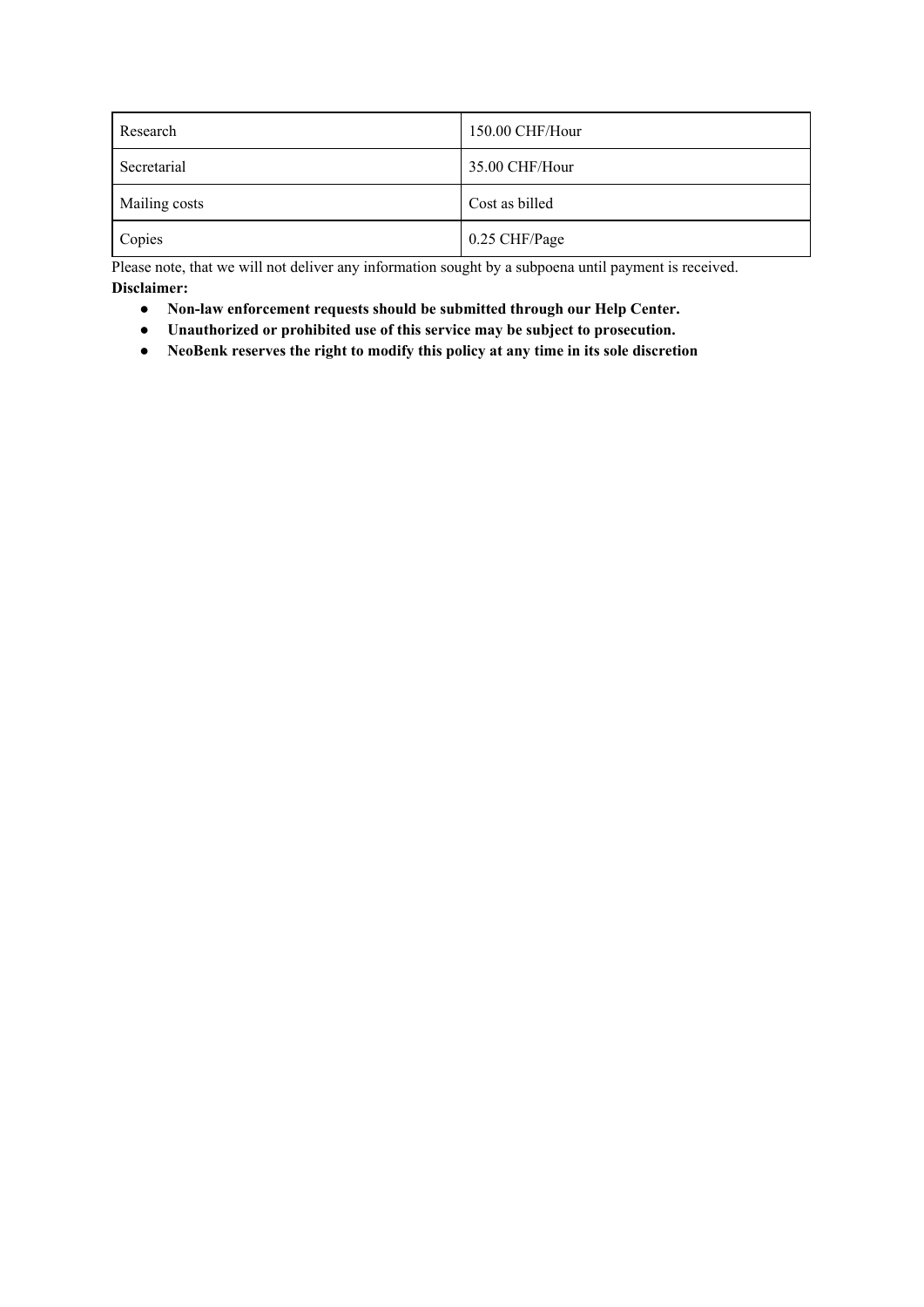| | |
|---|---|
| Research | 150.00 CHF/Hour |
| Secretarial | 35.00 CHF/Hour |
| Mailing costs | Cost as billed |
| Copies | 0.25 CHF/Page |

Please note, that we will not deliver any information sought by a subpoena until payment is received.

**Disclaimer:**

- **Non-law enforcement requests should be submitted through our Help Center.**
- **Unauthorized or prohibited use of this service may be subject to prosecution.**
- **NeoBenk reserves the right to modify this policy at any time in its sole discretion**